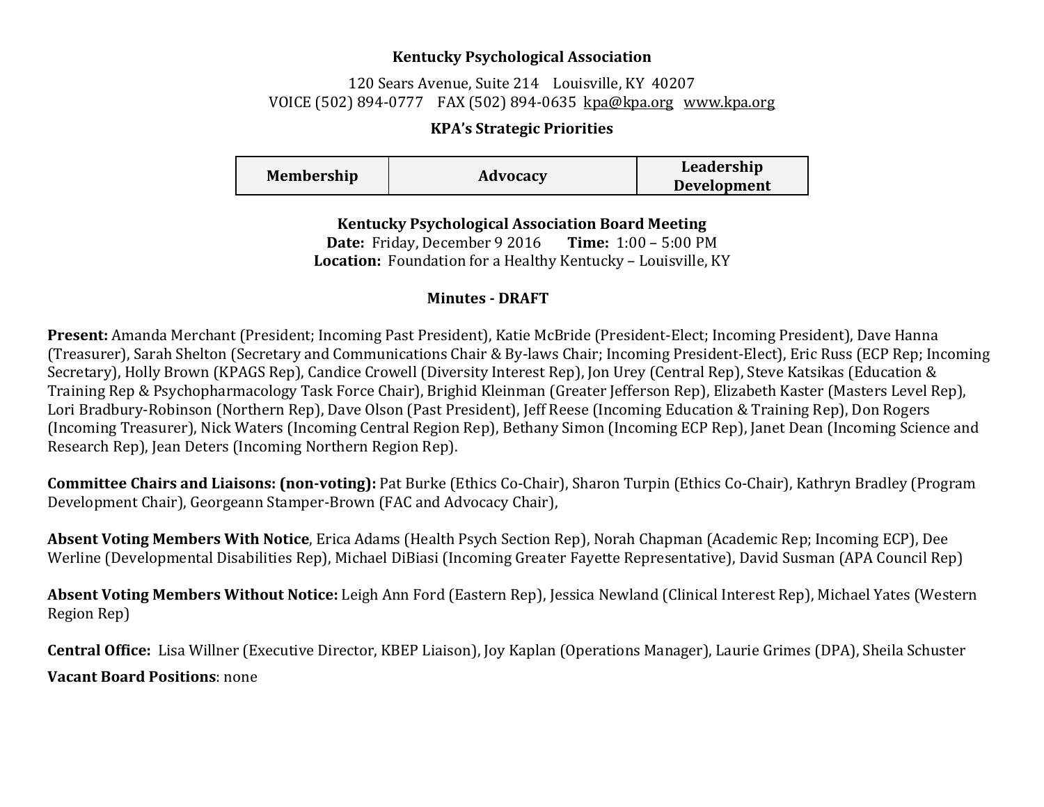**Kentucky Psychological Association**

120 Sears Avenue, Suite 214 Louisville, KY 40207
VOICE (502) 894-0777 FAX (502) 894-0635 kpa@kpa.org www.kpa.org

**KPA's Strategic Priorities**

| Membership | Advocacy | Leadership Development |
| --- | --- | --- |

**Kentucky Psychological Association Board Meeting**
**Date:** Friday, December 9 2016 **Time:** 1:00 – 5:00 PM
**Location:** Foundation for a Healthy Kentucky – Louisville, KY

**Minutes - DRAFT**

**Present:** Amanda Merchant (President; Incoming Past President), Katie McBride (President-Elect; Incoming President), Dave Hanna (Treasurer), Sarah Shelton (Secretary and Communications Chair & By-laws Chair; Incoming President-Elect), Eric Russ (ECP Rep; Incoming Secretary), Holly Brown (KPAGS Rep), Candice Crowell (Diversity Interest Rep), Jon Urey (Central Rep), Steve Katsikas (Education & Training Rep & Psychopharmacology Task Force Chair), Brighid Kleinman (Greater Jefferson Rep), Elizabeth Kaster (Masters Level Rep), Lori Bradbury-Robinson (Northern Rep), Dave Olson (Past President), Jeff Reese (Incoming Education & Training Rep), Don Rogers (Incoming Treasurer), Nick Waters (Incoming Central Region Rep), Bethany Simon (Incoming ECP Rep), Janet Dean (Incoming Science and Research Rep), Jean Deters (Incoming Northern Region Rep).

**Committee Chairs and Liaisons: (non-voting):** Pat Burke (Ethics Co-Chair), Sharon Turpin (Ethics Co-Chair), Kathryn Bradley (Program Development Chair), Georgeann Stamper-Brown (FAC and Advocacy Chair),

**Absent Voting Members With Notice**, Erica Adams (Health Psych Section Rep), Norah Chapman (Academic Rep; Incoming ECP), Dee Werline (Developmental Disabilities Rep), Michael DiBiasi (Incoming Greater Fayette Representative), David Susman (APA Council Rep)

**Absent Voting Members Without Notice:** Leigh Ann Ford (Eastern Rep), Jessica Newland (Clinical Interest Rep), Michael Yates (Western Region Rep)

**Central Office:** Lisa Willner (Executive Director, KBEP Liaison), Joy Kaplan (Operations Manager), Laurie Grimes (DPA), Sheila Schuster

**Vacant Board Positions**: none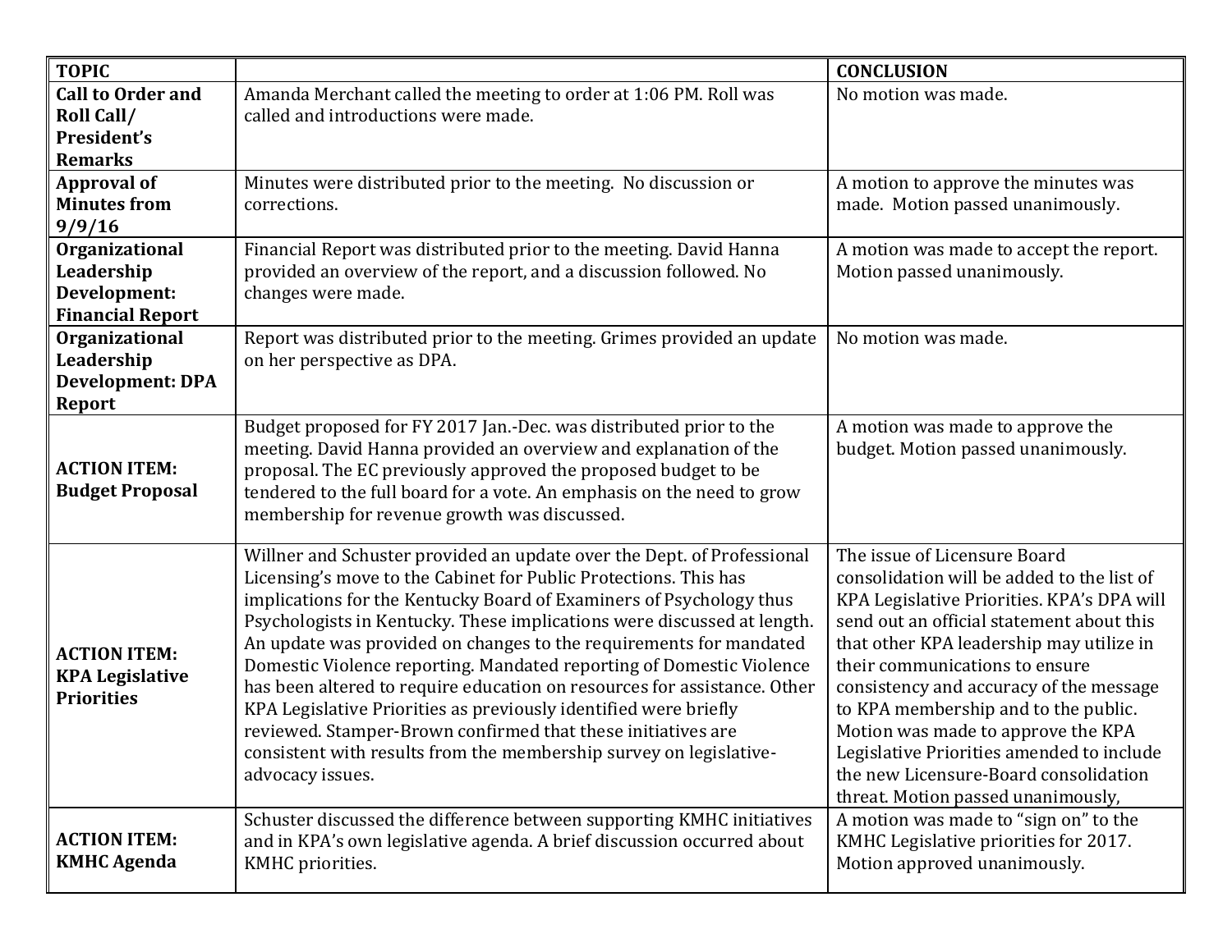| TOPIC | | CONCLUSION |
|---|---|---|
| **Call to Order and Roll Call/ President's Remarks** | Amanda Merchant called the meeting to order at 1:06 PM. Roll was called and introductions were made. | No motion was made. |
| **Approval of Minutes from 9/9/16** | Minutes were distributed prior to the meeting. No discussion or corrections. | A motion to approve the minutes was made. Motion passed unanimously. |
| **Organizational Leadership Development: Financial Report** | Financial Report was distributed prior to the meeting. David Hanna provided an overview of the report, and a discussion followed. No changes were made. | A motion was made to accept the report. Motion passed unanimously. |
| **Organizational Leadership Development: DPA Report** | Report was distributed prior to the meeting. Grimes provided an update on her perspective as DPA. | No motion was made. |
| **ACTION ITEM: Budget Proposal** | Budget proposed for FY 2017 Jan.-Dec. was distributed prior to the meeting. David Hanna provided an overview and explanation of the proposal. The EC previously approved the proposed budget to be tendered to the full board for a vote. An emphasis on the need to grow membership for revenue growth was discussed. | A motion was made to approve the budget. Motion passed unanimously. |
| **ACTION ITEM: KPA Legislative Priorities** | Willner and Schuster provided an update over the Dept. of Professional Licensing's move to the Cabinet for Public Protections. This has implications for the Kentucky Board of Examiners of Psychology thus Psychologists in Kentucky. These implications were discussed at length. An update was provided on changes to the requirements for mandated Domestic Violence reporting. Mandated reporting of Domestic Violence has been altered to require education on resources for assistance. Other KPA Legislative Priorities as previously identified were briefly reviewed. Stamper-Brown confirmed that these initiatives are consistent with results from the membership survey on legislative-advocacy issues. | The issue of Licensure Board consolidation will be added to the list of KPA Legislative Priorities. KPA's DPA will send out an official statement about this that other KPA leadership may utilize in their communications to ensure consistency and accuracy of the message to KPA membership and to the public. Motion was made to approve the KPA Legislative Priorities amended to include the new Licensure-Board consolidation threat. Motion passed unanimously, |
| **ACTION ITEM: KMHC Agenda** | Schuster discussed the difference between supporting KMHC initiatives and in KPA's own legislative agenda. A brief discussion occurred about KMHC priorities. | A motion was made to "sign on" to the KMHC Legislative priorities for 2017. Motion approved unanimously. |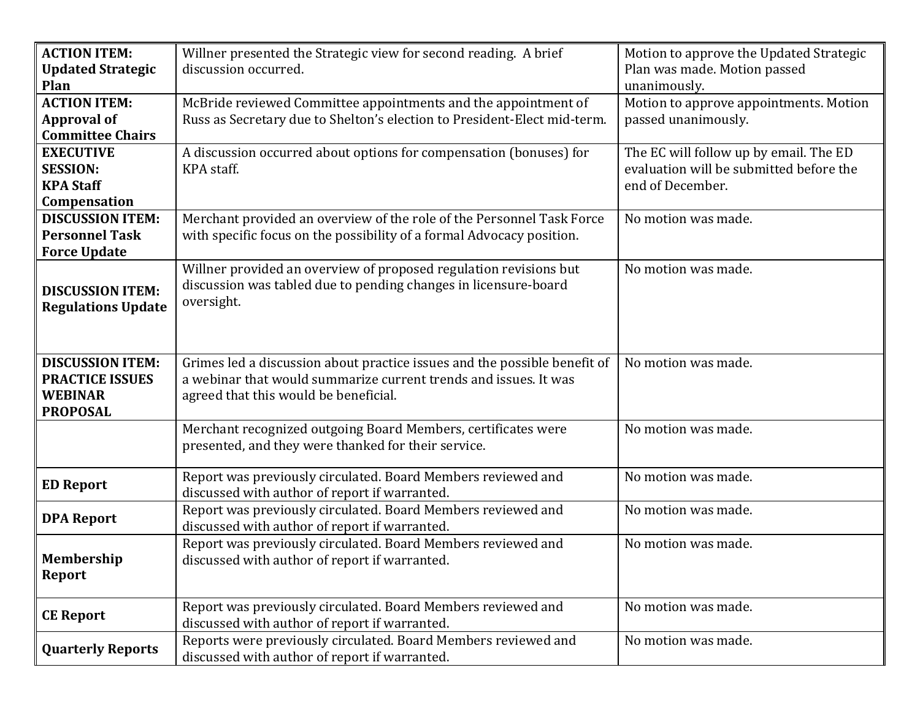| | | |
|---|---|---|
| **ACTION ITEM: Updated Strategic Plan** | Willner presented the Strategic view for second reading. A brief discussion occurred. | Motion to approve the Updated Strategic Plan was made. Motion passed unanimously. |
| **ACTION ITEM: Approval of Committee Chairs** | McBride reviewed Committee appointments and the appointment of Russ as Secretary due to Shelton's election to President-Elect mid-term. | Motion to approve appointments. Motion passed unanimously. |
| **EXECUTIVE SESSION: KPA Staff Compensation** | A discussion occurred about options for compensation (bonuses) for KPA staff. | The EC will follow up by email. The ED evaluation will be submitted before the end of December. |
| **DISCUSSION ITEM: Personnel Task Force Update** | Merchant provided an overview of the role of the Personnel Task Force with specific focus on the possibility of a formal Advocacy position. | No motion was made. |
| **DISCUSSION ITEM: Regulations Update** | Willner provided an overview of proposed regulation revisions but discussion was tabled due to pending changes in licensure-board oversight. | No motion was made. |
| **DISCUSSION ITEM: PRACTICE ISSUES WEBINAR PROPOSAL** | Grimes led a discussion about practice issues and the possible benefit of a webinar that would summarize current trends and issues. It was agreed that this would be beneficial. | No motion was made. |
| | Merchant recognized outgoing Board Members, certificates were presented, and they were thanked for their service. | No motion was made. |
| **ED Report** | Report was previously circulated. Board Members reviewed and discussed with author of report if warranted. | No motion was made. |
| **DPA Report** | Report was previously circulated. Board Members reviewed and discussed with author of report if warranted. | No motion was made. |
| **Membership Report** | Report was previously circulated. Board Members reviewed and discussed with author of report if warranted. | No motion was made. |
| **CE Report** | Report was previously circulated. Board Members reviewed and discussed with author of report if warranted. | No motion was made. |
| **Quarterly Reports** | Reports were previously circulated. Board Members reviewed and discussed with author of report if warranted. | No motion was made. |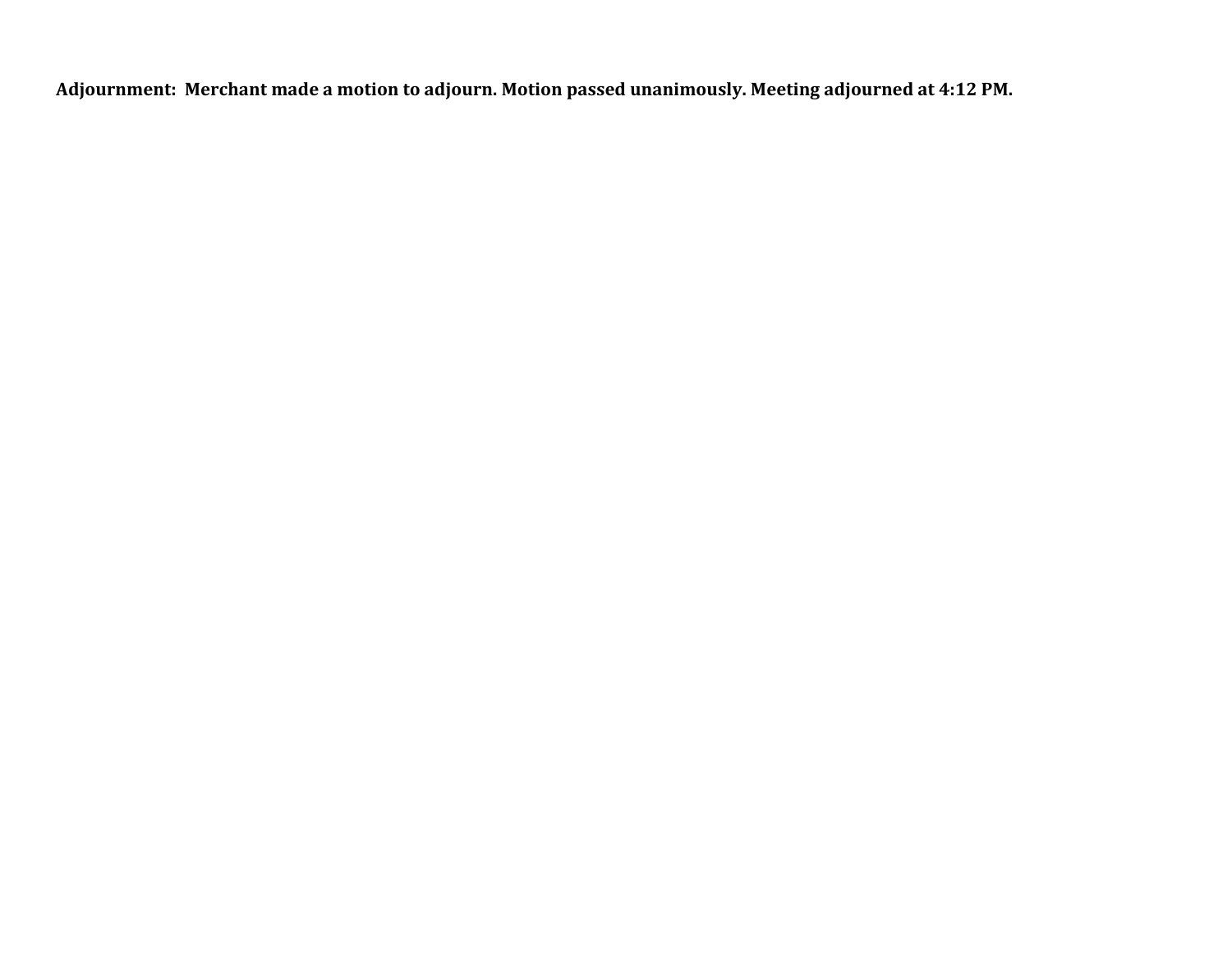**Adjournment: Merchant made a motion to adjourn. Motion passed unanimously. Meeting adjourned at 4:12 PM.**